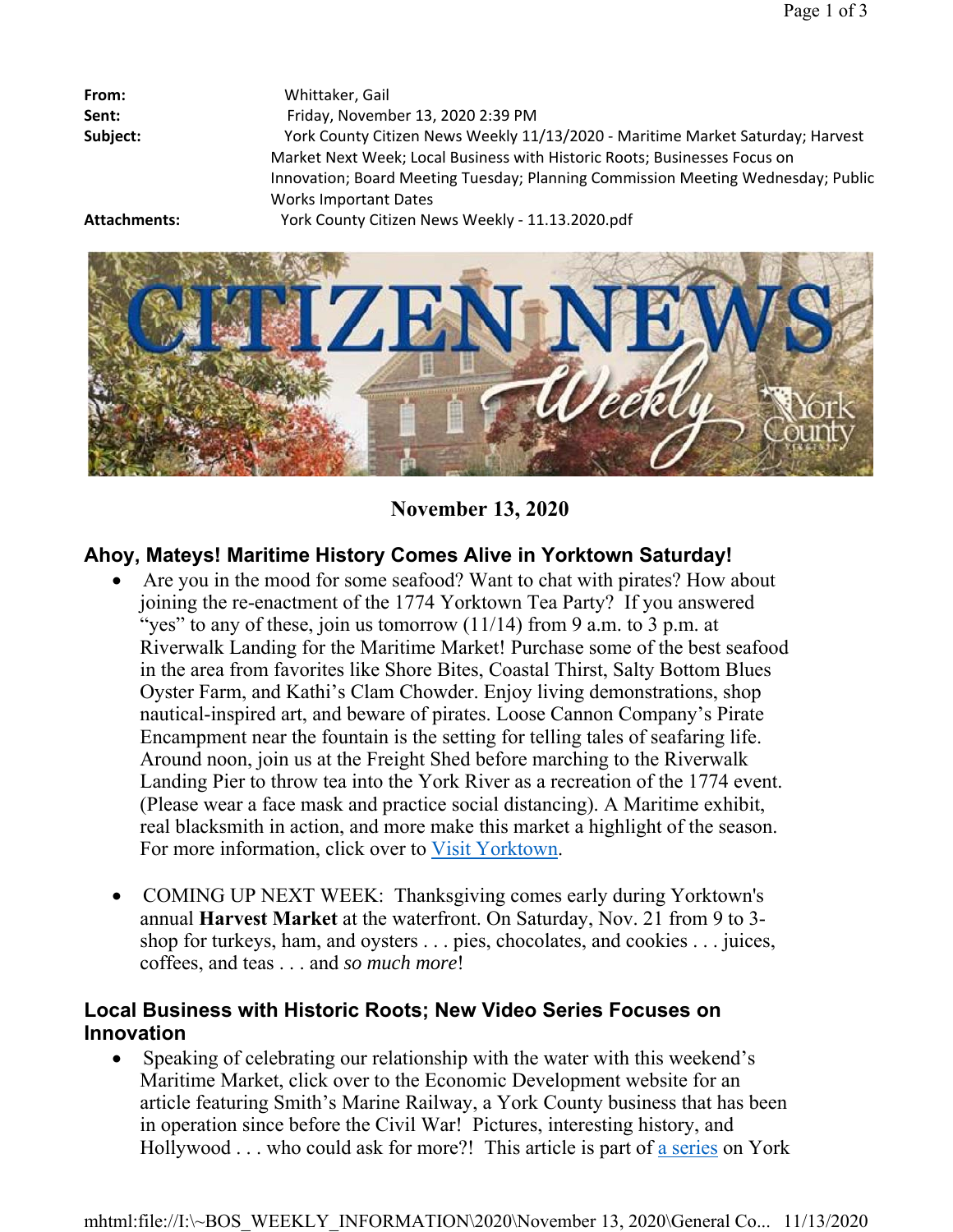**From:** Whittaker, Gail

**Sent:** Friday, November 13, 2020 2:39 PM

**Subject:** York County Citizen News Weekly 11/13/2020 - Maritime Market Saturday; Harvest Market Next Week; Local Business with Historic Roots; Businesses Focus on Innovation; Board Meeting Tuesday; Planning Commission Meeting Wednesday; Public Works Important Dates

**Attachments:** York County Citizen News Weekly - 11.13.2020.pdf

**November 13, 2020**

## Ahoy, Mateys! Maritime History Comes Alive in Yorktown Saturday!

- Are you in the mood for some seafood? Want to chat with pirates? How about joining the re-enactment of the 1774 Yorktown Tea Party? If you answered "yes" to any of these, join us tomorrow (11/14) from 9 a.m. to 3 p.m. at Riverwalk Landing for the Maritime Market! Purchase some of the best seafood in the area from favorites like Shore Bites, Coastal Thirst, Salty Bottom Blues Oyster Farm, and Kathi's Clam Chowder. Enjoy living demonstrations, shop nautical-inspired art, and beware of pirates. Loose Cannon Company's Pirate Encampment near the fountain is the setting for telling tales of seafaring life. Around noon, join us at the Freight Shed before marching to the Riverwalk Landing Pier to throw tea into the York River as a recreation of the 1774 event. (Please wear a face mask and practice social distancing). A Maritime exhibit, real blacksmith in action, and more make this market a highlight of the season. For more information, click over to Visit Yorktown.

- COMING UP NEXT WEEK: Thanksgiving comes early during Yorktown's annual **Harvest Market** at the waterfront. On Saturday, Nov. 21 from 9 to 3- shop for turkeys, ham, and oysters . . . pies, chocolates, and cookies . . . juices, coffees, and teas . . . and *so much more*!

## Local Business with Historic Roots; New Video Series Focuses on Innovation

- Speaking of celebrating our relationship with the water with this weekend's Maritime Market, click over to the Economic Development website for an article featuring Smith's Marine Railway, a York County business that has been in operation since before the Civil War! Pictures, interesting history, and Hollywood . . . who could ask for more?! This article is part of a series on York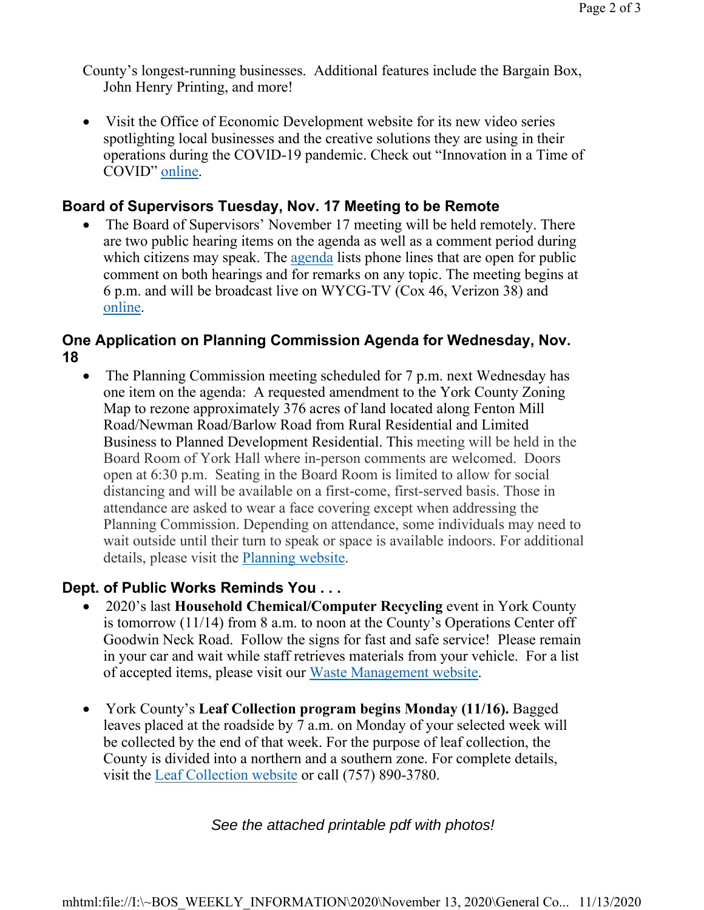County's longest-running businesses. Additional features include the Bargain Box, John Henry Printing, and more!

- Visit the Office of Economic Development website for its new video series spotlighting local businesses and the creative solutions they are using in their operations during the COVID-19 pandemic. Check out "Innovation in a Time of COVID" online.

### Board of Supervisors Tuesday, Nov. 17 Meeting to be Remote

- The Board of Supervisors' November 17 meeting will be held remotely. There are two public hearing items on the agenda as well as a comment period during which citizens may speak. The agenda lists phone lines that are open for public comment on both hearings and for remarks on any topic. The meeting begins at 6 p.m. and will be broadcast live on WYCG-TV (Cox 46, Verizon 38) and online.

### One Application on Planning Commission Agenda for Wednesday, Nov. 18

- The Planning Commission meeting scheduled for 7 p.m. next Wednesday has one item on the agenda: A requested amendment to the York County Zoning Map to rezone approximately 376 acres of land located along Fenton Mill Road/Newman Road/Barlow Road from Rural Residential and Limited Business to Planned Development Residential. This meeting will be held in the Board Room of York Hall where in-person comments are welcomed. Doors open at 6:30 p.m. Seating in the Board Room is limited to allow for social distancing and will be available on a first-come, first-served basis. Those in attendance are asked to wear a face covering except when addressing the Planning Commission. Depending on attendance, some individuals may need to wait outside until their turn to speak or space is available indoors. For additional details, please visit the Planning website.

### Dept. of Public Works Reminds You . . .

- 2020's last **Household Chemical/Computer Recycling** event in York County is tomorrow (11/14) from 8 a.m. to noon at the County's Operations Center off Goodwin Neck Road. Follow the signs for fast and safe service! Please remain in your car and wait while staff retrieves materials from your vehicle. For a list of accepted items, please visit our Waste Management website.

- York County's **Leaf Collection program begins Monday (11/16).** Bagged leaves placed at the roadside by 7 a.m. on Monday of your selected week will be collected by the end of that week. For the purpose of leaf collection, the County is divided into a northern and a southern zone. For complete details, visit the Leaf Collection website or call (757) 890-3780.

*See the attached printable pdf with photos!*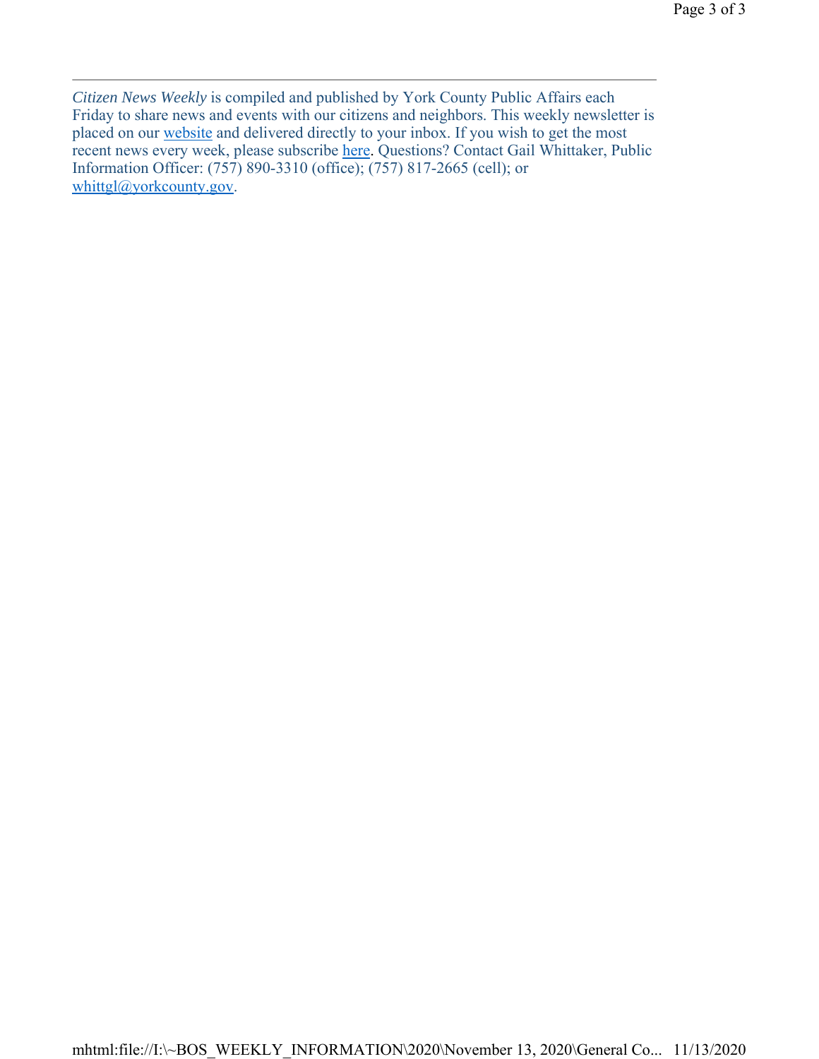---

*Citizen News Weekly* is compiled and published by York County Public Affairs each Friday to share news and events with our citizens and neighbors. This weekly newsletter is placed on our website and delivered directly to your inbox. If you wish to get the most recent news every week, please subscribe here. Questions? Contact Gail Whittaker, Public Information Officer: (757) 890-3310 (office); (757) 817-2665 (cell); or whittgl@yorkcounty.gov.